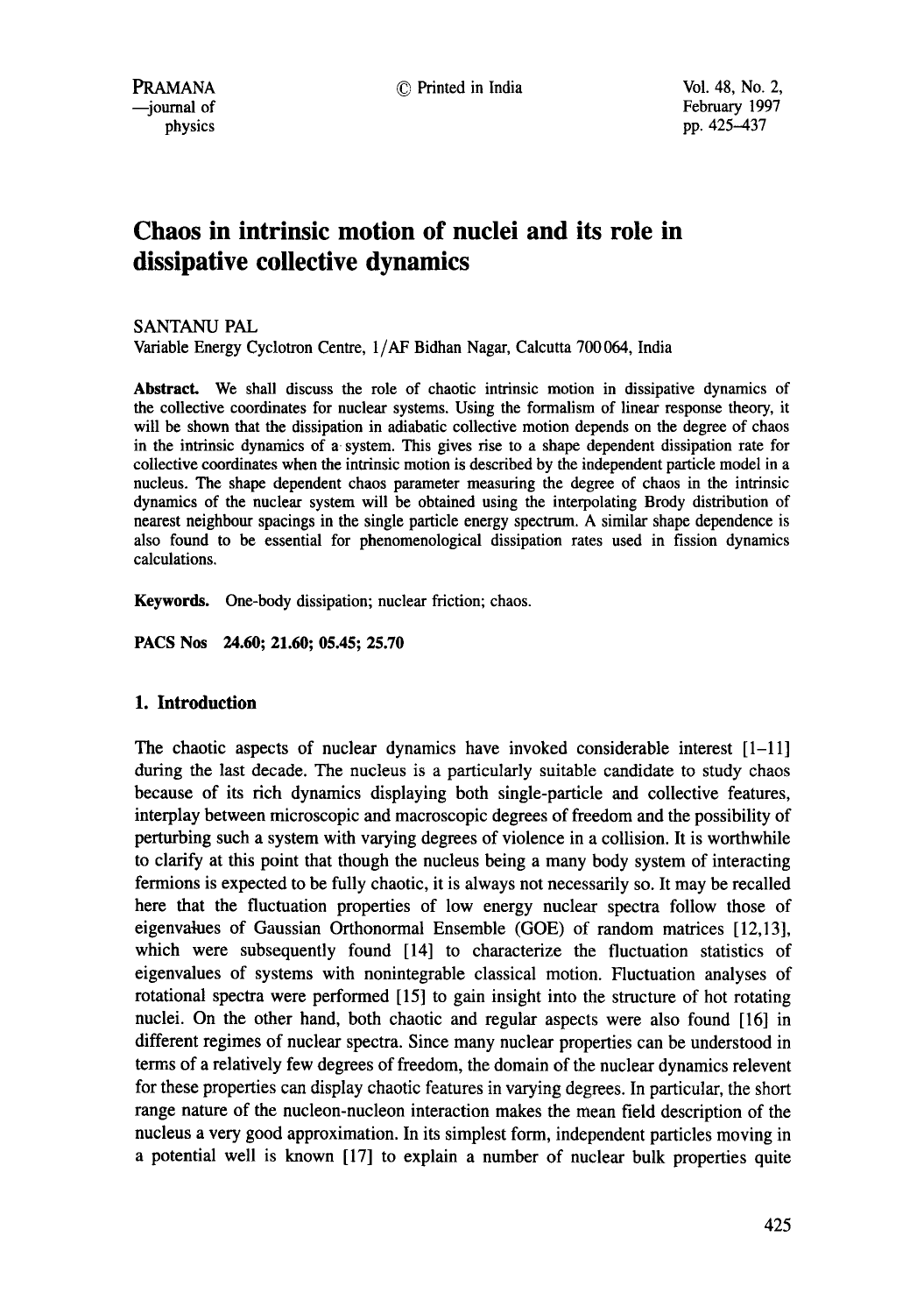# Chaos in intrinsic motion of nuclei and its role in dissipative collective dynamics

SANTANU PAL

Variable Energy Cyclotron Centre, 1/AF Bidhan Nagar, Calcutta 700 064, India

**Abstract.** We shall discuss the role of chaotic intrinsic motion in dissipative dynamics of the collective coordinates for nuclear systems. Using the formalism of linear response theory, it will be shown that the dissipation in adiabatic collective motion depends on the degree of chaos in the intrinsic dynamics of a system. This gives rise to a shape dependent dissipation rate for collective coordinates when the intrinsic motion is described by the independent particle model in a nucleus. The shape dependent chaos parameter measuring the degree of chaos in the intrinsic dynamics of the nuclear system will be obtained using the interpolating Brody distribution of nearest neighbour spacings in the single particle energy spectrum. A similar shape dependence is also found to be essential for phenomenological dissipation rates used in fission dynamics calculations.

**Keywords.** One-body dissipation; nuclear friction; chaos.

**PACS Nos 24.60; 21.60; 05.45; 25.70**

## 1. Introduction

The chaotic aspects of nuclear dynamics have invoked considerable interest [1–11] during the last decade. The nucleus is a particularly suitable candidate to study chaos because of its rich dynamics displaying both single-particle and collective features, interplay between microscopic and macroscopic degrees of freedom and the possibility of perturbing such a system with varying degrees of violence in a collision. It is worthwhile to clarify at this point that though the nucleus being a many body system of interacting fermions is expected to be fully chaotic, it is always not necessarily so. It may be recalled here that the fluctuation properties of low energy nuclear spectra follow those of eigenvalues of Gaussian Orthonormal Ensemble (GOE) of random matrices [12,13], which were subsequently found [14] to characterize the fluctuation statistics of eigenvalues of systems with nonintegrable classical motion. Fluctuation analyses of rotational spectra were performed [15] to gain insight into the structure of hot rotating nuclei. On the other hand, both chaotic and regular aspects were also found [16] in different regimes of nuclear spectra. Since many nuclear properties can be understood in terms of a relatively few degrees of freedom, the domain of the nuclear dynamics relevent for these properties can display chaotic features in varying degrees. In particular, the short range nature of the nucleon-nucleon interaction makes the mean field description of the nucleus a very good approximation. In its simplest form, independent particles moving in a potential well is known [17] to explain a number of nuclear bulk properties quite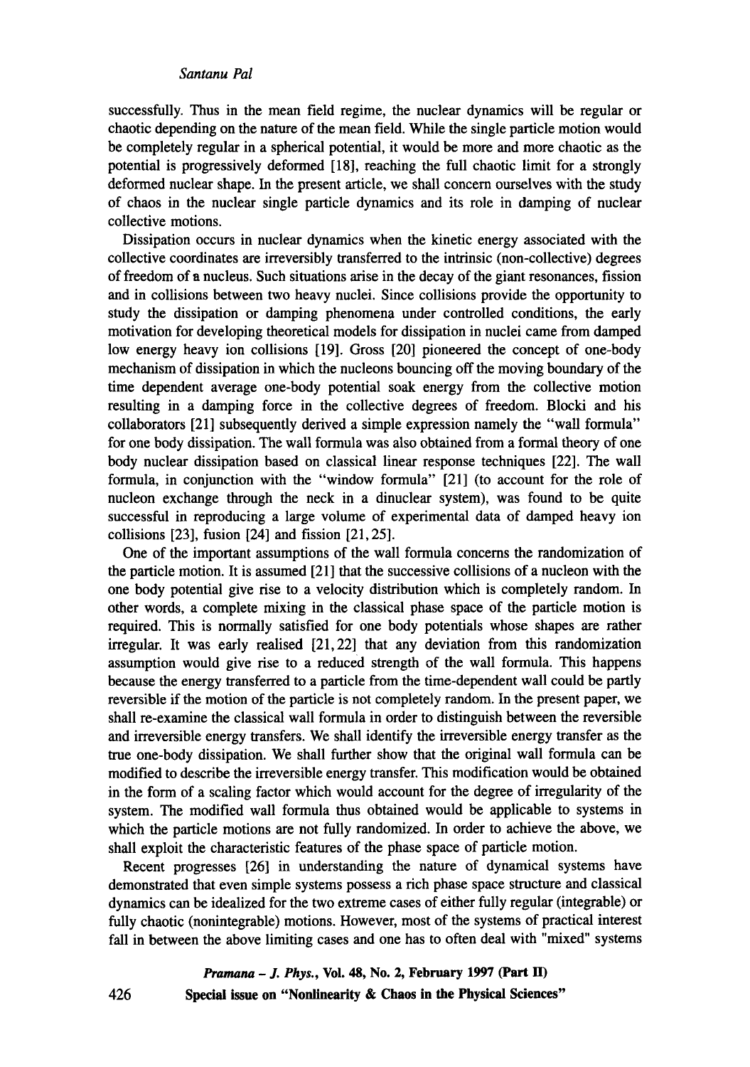successfully. Thus in the mean field regime, the nuclear dynamics will be regular or chaotic depending on the nature of the mean field. While the single particle motion would be completely regular in a spherical potential, it would be more and more chaotic as the potential is progressively deformed [18], reaching the full chaotic limit for a strongly deformed nuclear shape. In the present article, we shall concern ourselves with the study of chaos in the nuclear single particle dynamics and its role in damping of nuclear collective motions.

Dissipation occurs in nuclear dynamics when the kinetic energy associated with the collective coordinates are irreversibly transferred to the intrinsic (non-collective) degrees of freedom of a nucleus. Such situations arise in the decay of the giant resonances, fission and in collisions between two heavy nuclei. Since collisions provide the opportunity to study the dissipation or damping phenomena under controlled conditions, the early motivation for developing theoretical models for dissipation in nuclei came from damped low energy heavy ion collisions [19]. Gross [20] pioneered the concept of one-body mechanism of dissipation in which the nucleons bouncing off the moving boundary of the time dependent average one-body potential soak energy from the collective motion resulting in a damping force in the collective degrees of freedom. Blocki and his collaborators [21] subsequently derived a simple expression namely the "wall formula" for one body dissipation. The wall formula was also obtained from a formal theory of one body nuclear dissipation based on classical linear response techniques [22]. The wall formula, in conjunction with the "window formula" [21] (to account for the role of nucleon exchange through the neck in a dinuclear system), was found to be quite successful in reproducing a large volume of experimental data of damped heavy ion collisions [23], fusion [24] and fission [21, 25].

One of the important assumptions of the wall formula concerns the randomization of the particle motion. It is assumed [21] that the successive collisions of a nucleon with the one body potential give rise to a velocity distribution which is completely random. In other words, a complete mixing in the classical phase space of the particle motion is required. This is normally satisfied for one body potentials whose shapes are rather irregular. It was early realised [21, 22] that any deviation from this randomization assumption would give rise to a reduced strength of the wall formula. This happens because the energy transferred to a particle from the time-dependent wall could be partly reversible if the motion of the particle is not completely random. In the present paper, we shall re-examine the classical wall formula in order to distinguish between the reversible and irreversible energy transfers. We shall identify the irreversible energy transfer as the true one-body dissipation. We shall further show that the original wall formula can be modified to describe the irreversible energy transfer. This modification would be obtained in the form of a scaling factor which would account for the degree of irregularity of the system. The modified wall formula thus obtained would be applicable to systems in which the particle motions are not fully randomized. In order to achieve the above, we shall exploit the characteristic features of the phase space of particle motion.

Recent progresses [26] in understanding the nature of dynamical systems have demonstrated that even simple systems possess a rich phase space structure and classical dynamics can be idealized for the two extreme cases of either fully regular (integrable) or fully chaotic (nonintegrable) motions. However, most of the systems of practical interest fall in between the above limiting cases and one has to often deal with "mixed" systems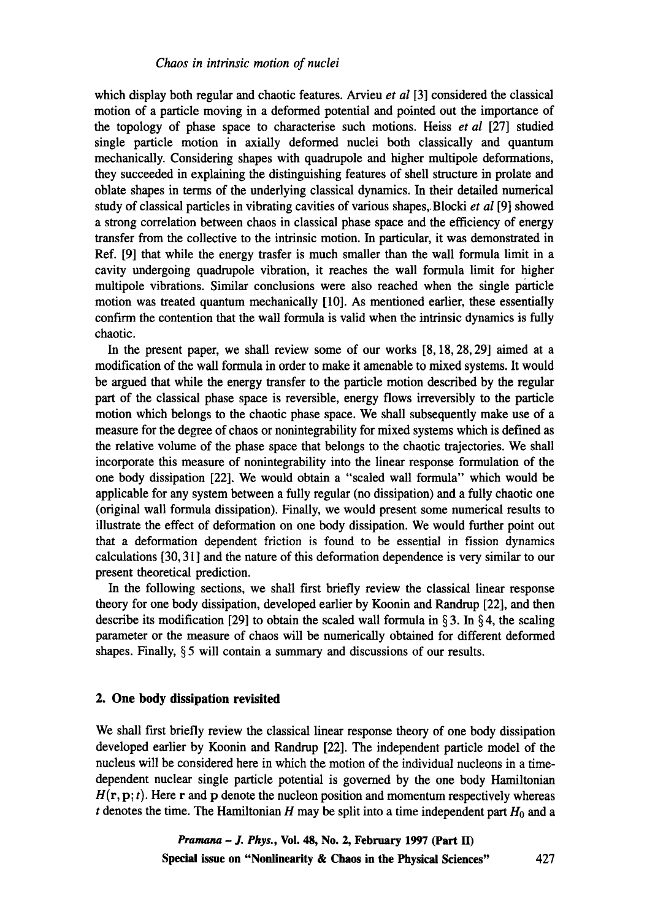which display both regular and chaotic features. Arvieu *et al* [3] considered the classical motion of a particle moving in a deformed potential and pointed out the importance of the topology of phase space to characterise such motions. Heiss *et al* [27] studied single particle motion in axially deformed nuclei both classically and quantum mechanically. Considering shapes with quadrupole and higher multipole deformations, they succeeded in explaining the distinguishing features of shell structure in prolate and oblate shapes in terms of the underlying classical dynamics. In their detailed numerical study of classical particles in vibrating cavities of various shapes, Blocki *et al* [9] showed a strong correlation between chaos in classical phase space and the efficiency of energy transfer from the collective to the intrinsic motion. In particular, it was demonstrated in Ref. [9] that while the energy trasfer is much smaller than the wall formula limit in a cavity undergoing quadrupole vibration, it reaches the wall formula limit for higher multipole vibrations. Similar conclusions were also reached when the single particle motion was treated quantum mechanically [10]. As mentioned earlier, these essentially confirm the contention that the wall formula is valid when the intrinsic dynamics is fully chaotic.

In the present paper, we shall review some of our works [8, 18, 28, 29] aimed at a modification of the wall formula in order to make it amenable to mixed systems. It would be argued that while the energy transfer to the particle motion described by the regular part of the classical phase space is reversible, energy flows irreversibly to the particle motion which belongs to the chaotic phase space. We shall subsequently make use of a measure for the degree of chaos or nonintegrability for mixed systems which is defined as the relative volume of the phase space that belongs to the chaotic trajectories. We shall incorporate this measure of nonintegrability into the linear response formulation of the one body dissipation [22]. We would obtain a "scaled wall formula" which would be applicable for any system between a fully regular (no dissipation) and a fully chaotic one (original wall formula dissipation). Finally, we would present some numerical results to illustrate the effect of deformation on one body dissipation. We would further point out that a deformation dependent friction is found to be essential in fission dynamics calculations [30, 31] and the nature of this deformation dependence is very similar to our present theoretical prediction.

In the following sections, we shall first briefly review the classical linear response theory for one body dissipation, developed earlier by Koonin and Randrup [22], and then describe its modification [29] to obtain the scaled wall formula in § 3. In § 4, the scaling parameter or the measure of chaos will be numerically obtained for different deformed shapes. Finally, § 5 will contain a summary and discussions of our results.

## 2. One body dissipation revisited

We shall first briefly review the classical linear response theory of one body dissipation developed earlier by Koonin and Randrup [22]. The independent particle model of the nucleus will be considered here in which the motion of the individual nucleons in a time-dependent nuclear single particle potential is governed by the one body Hamiltonian $H(\mathbf{r}, \mathbf{p}; t)$. Here $\mathbf{r}$ and $\mathbf{p}$ denote the nucleon position and momentum respectively whereas $t$ denotes the time. The Hamiltonian $H$ may be split into a time independent part $H_0$ and a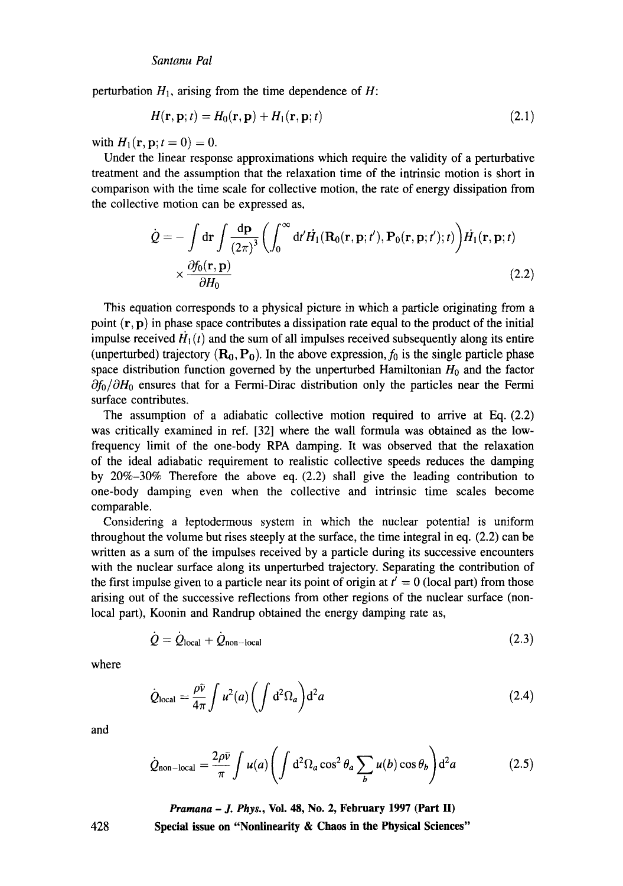perturbation $H_1$, arising from the time dependence of $H$:

$$H(\mathbf{r}, \mathbf{p}; t) = H_0(\mathbf{r}, \mathbf{p}) + H_1(\mathbf{r}, \mathbf{p}; t) \tag{2.1}$$

with $H_1(\mathbf{r}, \mathbf{p}; t = 0) = 0$.

Under the linear response approximations which require the validity of a perturbative treatment and the assumption that the relaxation time of the intrinsic motion is short in comparison with the time scale for collective motion, the rate of energy dissipation from the collective motion can be expressed as,

$$\dot{Q} = -\int \mathrm{d}\mathbf{r} \int \frac{\mathrm{d}\mathbf{p}}{(2\pi)^3} \left( \int_0^\infty \mathrm{d}t' \dot{H}_1(\mathbf{R_0}(\mathbf{r}, \mathbf{p}; t'), \mathbf{P_0}(\mathbf{r}, \mathbf{p}; t'); t) \right) \dot{H}_1(\mathbf{r}, \mathbf{p}; t) \times \frac{\partial f_0(\mathbf{r}, \mathbf{p})}{\partial H_0} \tag{2.2}$$

This equation corresponds to a physical picture in which a particle originating from a point $(\mathbf{r}, \mathbf{p})$ in phase space contributes a dissipation rate equal to the product of the initial impulse received $\dot{H}_1(t)$ and the sum of all impulses received subsequently along its entire (unperturbed) trajectory $(\mathbf{R_0}, \mathbf{P_0})$. In the above expression, $f_0$ is the single particle phase space distribution function governed by the unperturbed Hamiltonian $H_0$ and the factor $\partial f_0 / \partial H_0$ ensures that for a Fermi-Dirac distribution only the particles near the Fermi surface contributes.

The assumption of a adiabatic collective motion required to arrive at Eq. (2.2) was critically examined in ref. [32] where the wall formula was obtained as the low-frequency limit of the one-body RPA damping. It was observed that the relaxation of the ideal adiabatic requirement to realistic collective speeds reduces the damping by 20%–30% Therefore the above eq. (2.2) shall give the leading contribution to one-body damping even when the collective and intrinsic time scales become comparable.

Considering a leptodermous system in which the nuclear potential is uniform throughout the volume but rises steeply at the surface, the time integral in eq. (2.2) can be written as a sum of the impulses received by a particle during its successive encounters with the nuclear surface along its unperturbed trajectory. Separating the contribution of the first impulse given to a particle near its point of origin at $t' = 0$ (local part) from those arising out of the successive reflections from other regions of the nuclear surface (non-local part), Koonin and Randrup obtained the energy damping rate as,

$$\dot{Q} = \dot{Q}_{\text{local}} + \dot{Q}_{\text{non-local}} \tag{2.3}$$

where

$$\dot{Q}_{\text{local}} = \frac{\rho \bar{v}}{4\pi} \int u^2(a) \left( \int \mathrm{d}^2\Omega_a \right) \mathrm{d}^2 a \tag{2.4}$$

and

$$\dot{Q}_{\text{non-local}} = \frac{2\rho \bar{v}}{\pi} \int u(a) \left( \int \mathrm{d}^2\Omega_a \cos^2\theta_a \sum_b u(b) \cos\theta_b \right) \mathrm{d}^2 a \tag{2.5}$$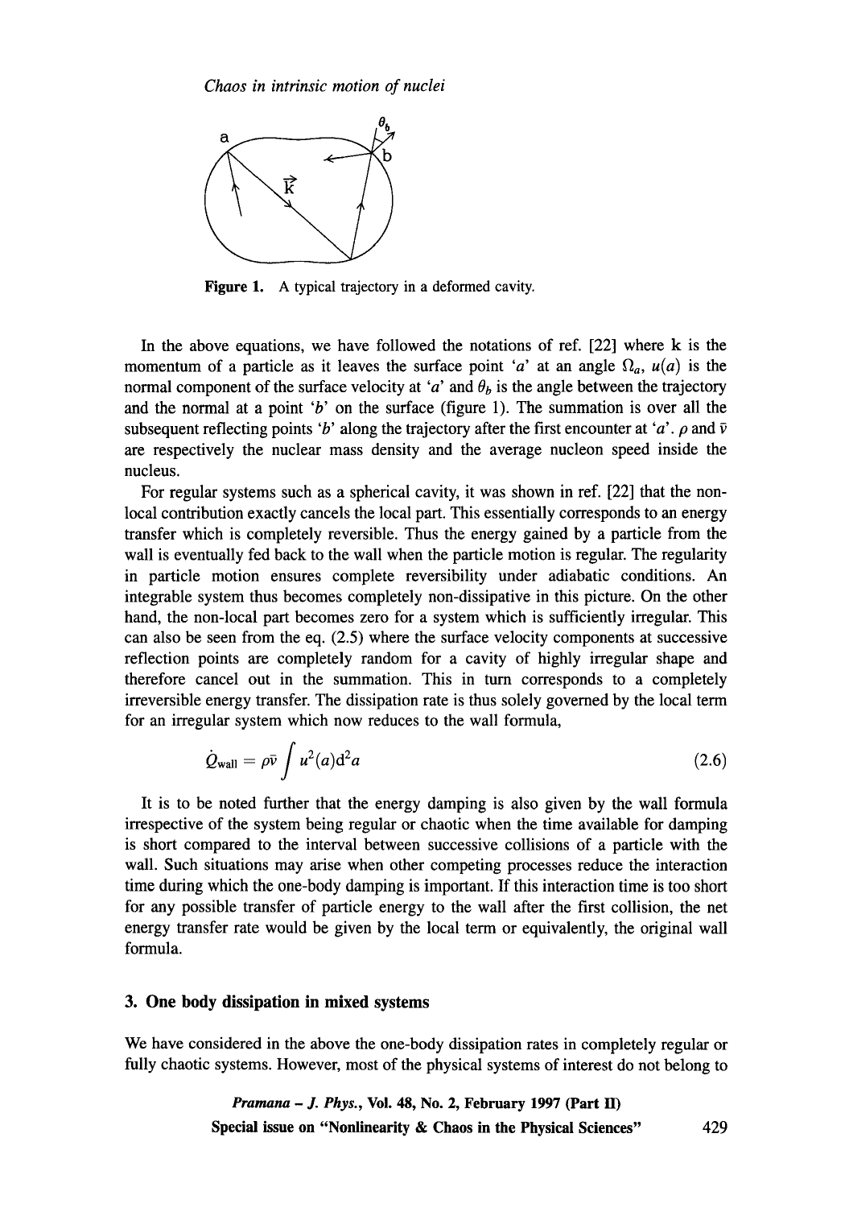**Figure 1.** A typical trajectory in a deformed cavity.

In the above equations, we have followed the notations of ref. [22] where $\mathbf{k}$ is the momentum of a particle as it leaves the surface point '$a$' at an angle $\Omega_a$, $u(a)$ is the normal component of the surface velocity at '$a$' and $\theta_b$ is the angle between the trajectory and the normal at a point '$b$' on the surface (figure 1). The summation is over all the subsequent reflecting points '$b$' along the trajectory after the first encounter at '$a$'. $\rho$ and $\bar{v}$ are respectively the nuclear mass density and the average nucleon speed inside the nucleus.

For regular systems such as a spherical cavity, it was shown in ref. [22] that the non-local contribution exactly cancels the local part. This essentially corresponds to an energy transfer which is completely reversible. Thus the energy gained by a particle from the wall is eventually fed back to the wall when the particle motion is regular. The regularity in particle motion ensures complete reversibility under adiabatic conditions. An integrable system thus becomes completely non-dissipative in this picture. On the other hand, the non-local part becomes zero for a system which is sufficiently irregular. This can also be seen from the eq. (2.5) where the surface velocity components at successive reflection points are completely random for a cavity of highly irregular shape and therefore cancel out in the summation. This in turn corresponds to a completely irreversible energy transfer. The dissipation rate is thus solely governed by the local term for an irregular system which now reduces to the wall formula,

$$\dot{Q}_{\text{wall}} = \rho\bar{v}\int u^2(a)\mathrm{d}^2a \tag{2.6}$$

It is to be noted further that the energy damping is also given by the wall formula irrespective of the system being regular or chaotic when the time available for damping is short compared to the interval between successive collisions of a particle with the wall. Such situations may arise when other competing processes reduce the interaction time during which the one-body damping is important. If this interaction time is too short for any possible transfer of particle energy to the wall after the first collision, the net energy transfer rate would be given by the local term or equivalently, the original wall formula.

## 3. One body dissipation in mixed systems

We have considered in the above the one-body dissipation rates in completely regular or fully chaotic systems. However, most of the physical systems of interest do not belong to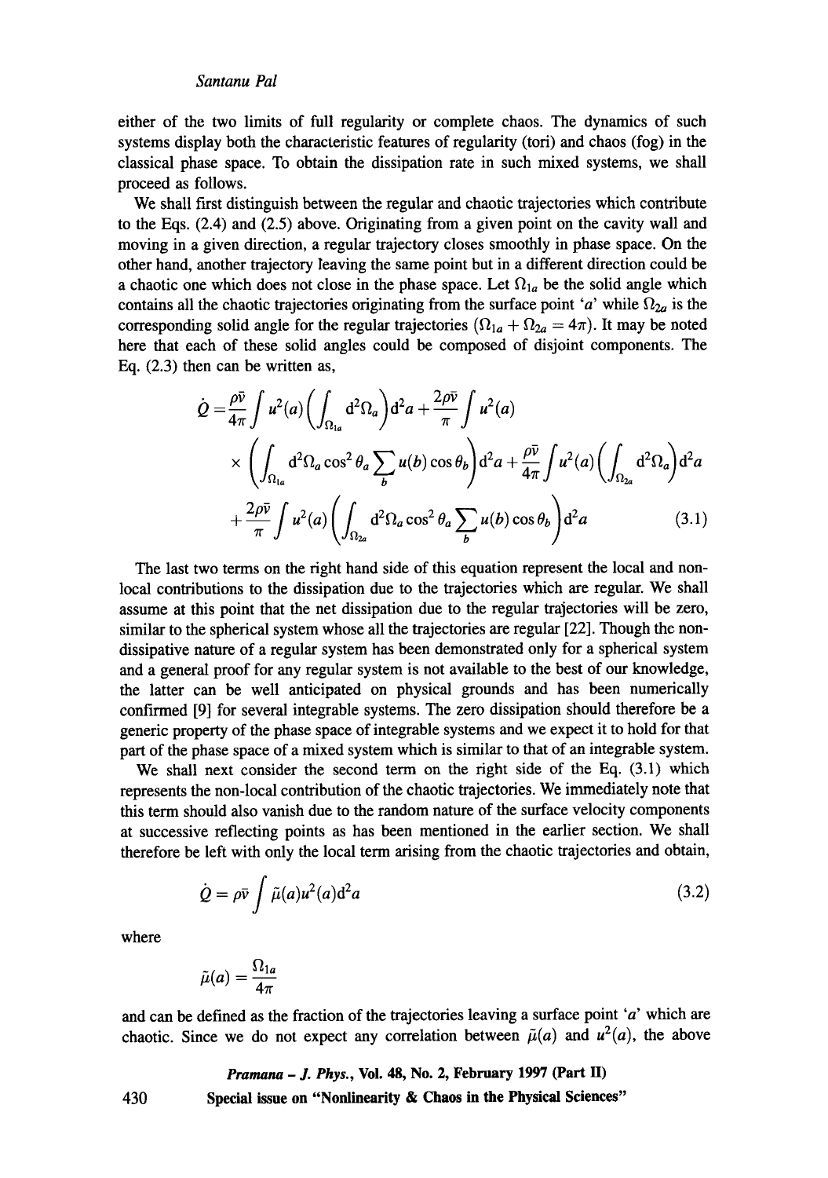either of the two limits of full regularity or complete chaos. The dynamics of such systems display both the characteristic features of regularity (tori) and chaos (fog) in the classical phase space. To obtain the dissipation rate in such mixed systems, we shall proceed as follows.

We shall first distinguish between the regular and chaotic trajectories which contribute to the Eqs. (2.4) and (2.5) above. Originating from a given point on the cavity wall and moving in a given direction, a regular trajectory closes smoothly in phase space. On the other hand, another trajectory leaving the same point but in a different direction could be a chaotic one which does not close in the phase space. Let $\Omega_{1a}$ be the solid angle which contains all the chaotic trajectories originating from the surface point '$a$' while $\Omega_{2a}$ is the corresponding solid angle for the regular trajectories ($\Omega_{1a} + \Omega_{2a} = 4\pi$). It may be noted here that each of these solid angles could be composed of disjoint components. The Eq. (2.3) then can be written as,

$$
\begin{aligned}
\dot{Q} = & \frac{\rho\bar{v}}{4\pi}\int u^2(a)\left(\int_{\Omega_{1a}} \mathrm{d}^2\Omega_a\right)\mathrm{d}^2 a + \frac{2\rho\bar{v}}{\pi}\int u^2(a) \\
& \times \left(\int_{\Omega_{1a}} \mathrm{d}^2\Omega_a \cos^2\theta_a \sum_b u(b)\cos\theta_b\right)\mathrm{d}^2 a + \frac{\rho\bar{v}}{4\pi}\int u^2(a)\left(\int_{\Omega_{2a}} \mathrm{d}^2\Omega_a\right)\mathrm{d}^2 a \\
& + \frac{2\rho\bar{v}}{\pi}\int u^2(a)\left(\int_{\Omega_{2a}} \mathrm{d}^2\Omega_a \cos^2\theta_a \sum_b u(b)\cos\theta_b\right)\mathrm{d}^2 a
\end{aligned}
\tag{3.1}
$$

The last two terms on the right hand side of this equation represent the local and non-local contributions to the dissipation due to the trajectories which are regular. We shall assume at this point that the net dissipation due to the regular trajectories will be zero, similar to the spherical system whose all the trajectories are regular [22]. Though the non-dissipative nature of a regular system has been demonstrated only for a spherical system and a general proof for any regular system is not available to the best of our knowledge, the latter can be well anticipated on physical grounds and has been numerically confirmed [9] for several integrable systems. The zero dissipation should therefore be a generic property of the phase space of integrable systems and we expect it to hold for that part of the phase space of a mixed system which is similar to that of an integrable system.

We shall next consider the second term on the right side of the Eq. (3.1) which represents the non-local contribution of the chaotic trajectories. We immediately note that this term should also vanish due to the random nature of the surface velocity components at successive reflecting points as has been mentioned in the earlier section. We shall therefore be left with only the local term arising from the chaotic trajectories and obtain,

$$
\dot{Q} = \rho\bar{v}\int \tilde{\mu}(a)u^2(a)\mathrm{d}^2 a \tag{3.2}
$$

where

$$
\tilde{\mu}(a) = \frac{\Omega_{1a}}{4\pi}
$$

and can be defined as the fraction of the trajectories leaving a surface point '$a$' which are chaotic. Since we do not expect any correlation between $\tilde{\mu}(a)$ and $u^2(a)$, the above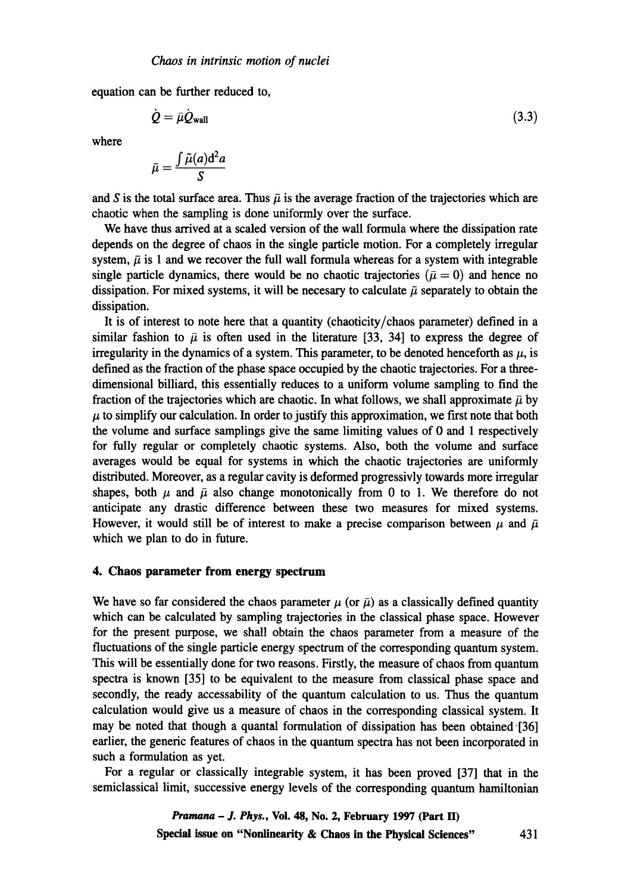equation can be further reduced to,

$$\dot{Q} = \bar{\mu}\dot{Q}_{\text{wall}} \tag{3.3}$$

where

$$\bar{\mu} = \frac{\int \tilde{\mu}(a)\mathrm{d}^2 a}{S}$$

and $S$ is the total surface area. Thus $\bar{\mu}$ is the average fraction of the trajectories which are chaotic when the sampling is done uniformly over the surface.

We have thus arrived at a scaled version of the wall formula where the dissipation rate depends on the degree of chaos in the single particle motion. For a completely irregular system, $\bar{\mu}$ is 1 and we recover the full wall formula whereas for a system with integrable single particle dynamics, there would be no chaotic trajectories ($\bar{\mu} = 0$) and hence no dissipation. For mixed systems, it will be necesary to calculate $\bar{\mu}$ separately to obtain the dissipation.

It is of interest to note here that a quantity (chaoticity/chaos parameter) defined in a similar fashion to $\bar{\mu}$ is often used in the literature [33, 34] to express the degree of irregularity in the dynamics of a system. This parameter, to be denoted henceforth as $\mu$, is defined as the fraction of the phase space occupied by the chaotic trajectories. For a three-dimensional billiard, this essentially reduces to a uniform volume sampling to find the fraction of the trajectories which are chaotic. In what follows, we shall approximate $\bar{\mu}$ by $\mu$ to simplify our calculation. In order to justify this approximation, we first note that both the volume and surface samplings give the same limiting values of 0 and 1 respectively for fully regular or completely chaotic systems. Also, both the volume and surface averages would be equal for systems in which the chaotic trajectories are uniformly distributed. Moreover, as a regular cavity is deformed progressivly towards more irregular shapes, both $\mu$ and $\bar{\mu}$ also change monotonically from 0 to 1. We therefore do not anticipate any drastic difference between these two measures for mixed systems. However, it would still be of interest to make a precise comparison between $\mu$ and $\bar{\mu}$ which we plan to do in future.

## 4. Chaos parameter from energy spectrum

We have so far considered the chaos parameter $\mu$ (or $\bar{\mu}$) as a classically defined quantity which can be calculated by sampling trajectories in the classical phase space. However for the present purpose, we shall obtain the chaos parameter from a measure of the fluctuations of the single particle energy spectrum of the corresponding quantum system. This will be essentially done for two reasons. Firstly, the measure of chaos from quantum spectra is known [35] to be equivalent to the measure from classical phase space and secondly, the ready accessability of the quantum calculation to us. Thus the quantum calculation would give us a measure of chaos in the corresponding classical system. It may be noted that though a quantal formulation of dissipation has been obtained [36] earlier, the generic features of chaos in the quantum spectra has not been incorporated in such a formulation as yet.

For a regular or classically integrable system, it has been proved [37] that in the semiclassical limit, successive energy levels of the corresponding quantum hamiltonian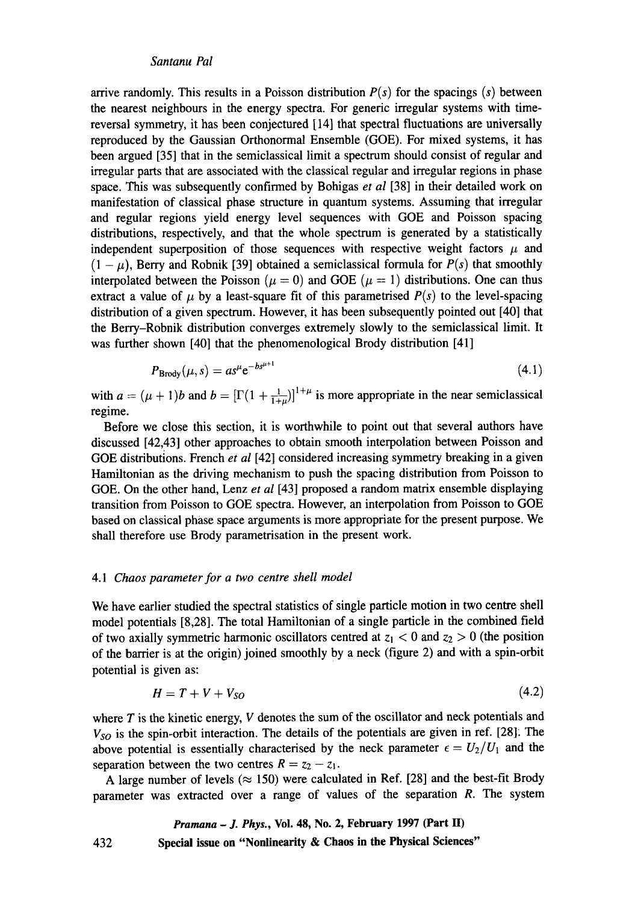arrive randomly. This results in a Poisson distribution $P(s)$ for the spacings ($s$) between the nearest neighbours in the energy spectra. For generic irregular systems with time-reversal symmetry, it has been conjectured [14] that spectral fluctuations are universally reproduced by the Gaussian Orthonormal Ensemble (GOE). For mixed systems, it has been argued [35] that in the semiclassical limit a spectrum should consist of regular and irregular parts that are associated with the classical regular and irregular regions in phase space. This was subsequently confirmed by Bohigas *et al* [38] in their detailed work on manifestation of classical phase structure in quantum systems. Assuming that irregular and regular regions yield energy level sequences with GOE and Poisson spacing distributions, respectively, and that the whole spectrum is generated by a statistically independent superposition of those sequences with respective weight factors $\mu$ and $(1-\mu)$, Berry and Robnik [39] obtained a semiclassical formula for $P(s)$ that smoothly interpolated between the Poisson ($\mu = 0$) and GOE ($\mu = 1$) distributions. One can thus extract a value of $\mu$ by a least-square fit of this parametrised $P(s)$ to the level-spacing distribution of a given spectrum. However, it has been subsequently pointed out [40] that the Berry–Robnik distribution converges extremely slowly to the semiclassical limit. It was further shown [40] that the phenomenological Brody distribution [41]

$$P_{\text{Brody}}(\mu, s) = a s^{\mu} e^{-b s^{\mu+1}} \tag{4.1}$$

with $a = (\mu + 1)b$ and $b = [\Gamma(1 + \frac{1}{1+\mu})]^{1+\mu}$ is more appropriate in the near semiclassical regime.

Before we close this section, it is worthwhile to point out that several authors have discussed [42,43] other approaches to obtain smooth interpolation between Poisson and GOE distributions. French *et al* [42] considered increasing symmetry breaking in a given Hamiltonian as the driving mechanism to push the spacing distribution from Poisson to GOE. On the other hand, Lenz *et al* [43] proposed a random matrix ensemble displaying transition from Poisson to GOE spectra. However, an interpolation from Poisson to GOE based on classical phase space arguments is more appropriate for the present purpose. We shall therefore use Brody parametrisation in the present work.

### 4.1 *Chaos parameter for a two centre shell model*

We have earlier studied the spectral statistics of single particle motion in two centre shell model potentials [8,28]. The total Hamiltonian of a single particle in the combined field of two axially symmetric harmonic oscillators centred at $z_1 < 0$ and $z_2 > 0$ (the position of the barrier is at the origin) joined smoothly by a neck (figure 2) and with a spin-orbit potential is given as:

$$H = T + V + V_{SO} \tag{4.2}$$

where $T$ is the kinetic energy, $V$ denotes the sum of the oscillator and neck potentials and $V_{SO}$ is the spin-orbit interaction. The details of the potentials are given in ref. [28]. The above potential is essentially characterised by the neck parameter $\epsilon = U_2/U_1$ and the separation between the two centres $R = z_2 - z_1$.

A large number of levels ($\approx 150$) were calculated in Ref. [28] and the best-fit Brody parameter was extracted over a range of values of the separation $R$. The system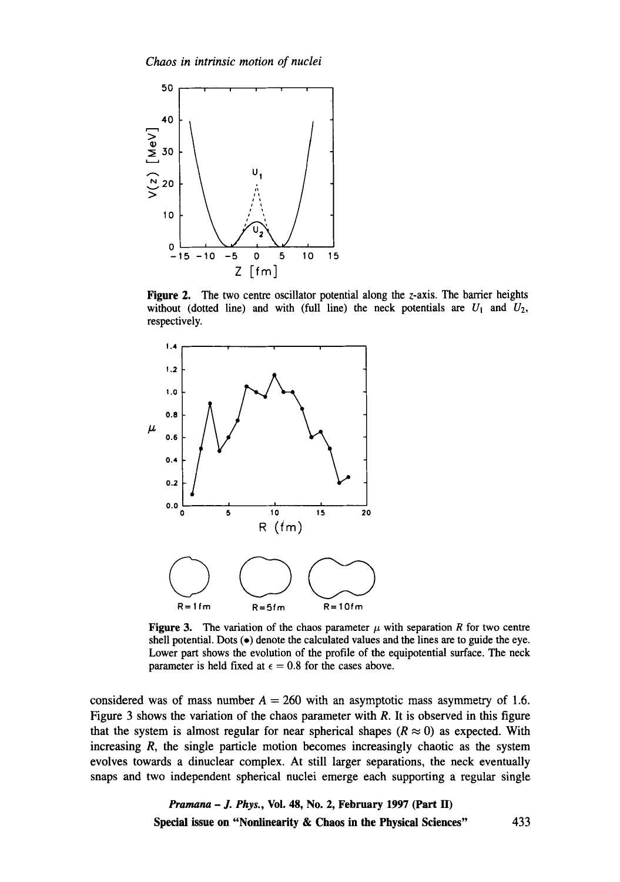Figure 2. The two centre oscillator potential along the $z$-axis. The barrier heights without (dotted line) and with (full line) the neck potentials are $U_1$ and $U_2$, respectively.

Figure 3. The variation of the chaos parameter $\mu$ with separation $R$ for two centre shell potential. Dots (•) denote the calculated values and the lines are to guide the eye. Lower part shows the evolution of the profile of the equipotential surface. The neck parameter is held fixed at $\epsilon = 0.8$ for the cases above.

considered was of mass number $A = 260$ with an asymptotic mass asymmetry of 1.6. Figure 3 shows the variation of the chaos parameter with $R$. It is observed in this figure that the system is almost regular for near spherical shapes ($R \approx 0$) as expected. With increasing $R$, the single particle motion becomes increasingly chaotic as the system evolves towards a dinuclear complex. At still larger separations, the neck eventually snaps and two independent spherical nuclei emerge each supporting a regular single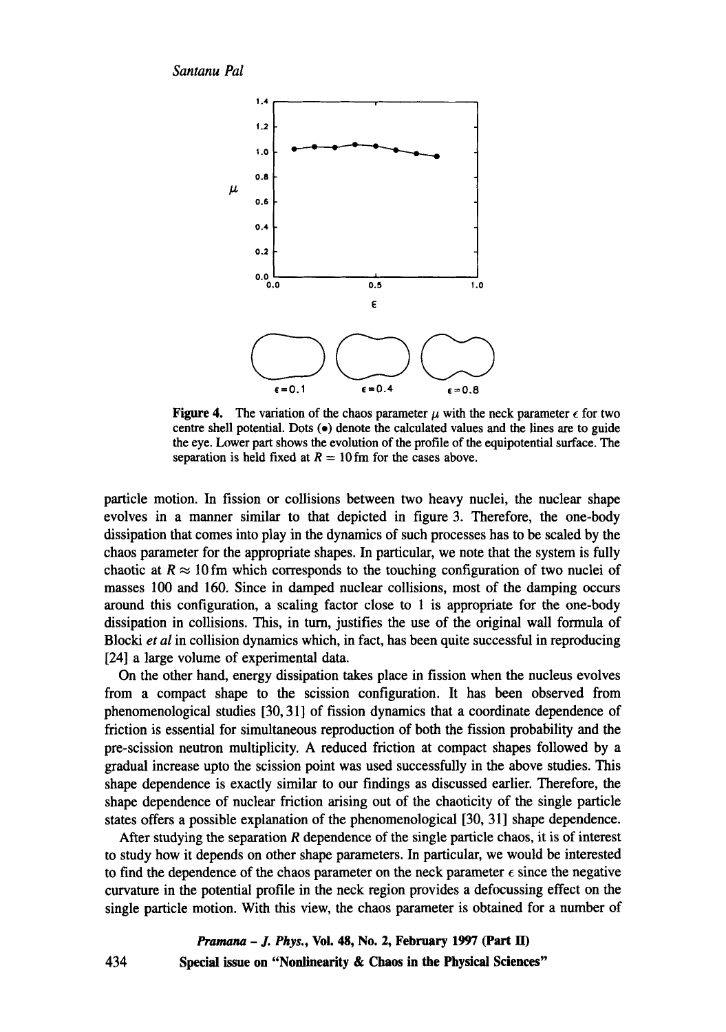**Figure 4.** The variation of the chaos parameter $\mu$ with the neck parameter $\epsilon$ for two centre shell potential. Dots (•) denote the calculated values and the lines are to guide the eye. Lower part shows the evolution of the profile of the equipotential surface. The separation is held fixed at $R = 10\,\text{fm}$ for the cases above.

particle motion. In fission or collisions between two heavy nuclei, the nuclear shape evolves in a manner similar to that depicted in figure 3. Therefore, the one-body dissipation that comes into play in the dynamics of such processes has to be scaled by the chaos parameter for the appropriate shapes. In particular, we note that the system is fully chaotic at $R \approx 10\,\text{fm}$ which corresponds to the touching configuration of two nuclei of masses 100 and 160. Since in damped nuclear collisions, most of the damping occurs around this configuration, a scaling factor close to 1 is appropriate for the one-body dissipation in collisions. This, in turn, justifies the use of the original wall formula of Blocki *et al* in collision dynamics which, in fact, has been quite successful in reproducing [24] a large volume of experimental data.

On the other hand, energy dissipation takes place in fission when the nucleus evolves from a compact shape to the scission configuration. It has been observed from phenomenological studies [30, 31] of fission dynamics that a coordinate dependence of friction is essential for simultaneous reproduction of both the fission probability and the pre-scission neutron multiplicity. A reduced friction at compact shapes followed by a gradual increase upto the scission point was used successfully in the above studies. This shape dependence is exactly similar to our findings as discussed earlier. Therefore, the shape dependence of nuclear friction arising out of the chaoticity of the single particle states offers a possible explanation of the phenomenological [30, 31] shape dependence.

After studying the separation $R$ dependence of the single particle chaos, it is of interest to study how it depends on other shape parameters. In particular, we would be interested to find the dependence of the chaos parameter on the neck parameter $\epsilon$ since the negative curvature in the potential profile in the neck region provides a defocussing effect on the single particle motion. With this view, the chaos parameter is obtained for a number of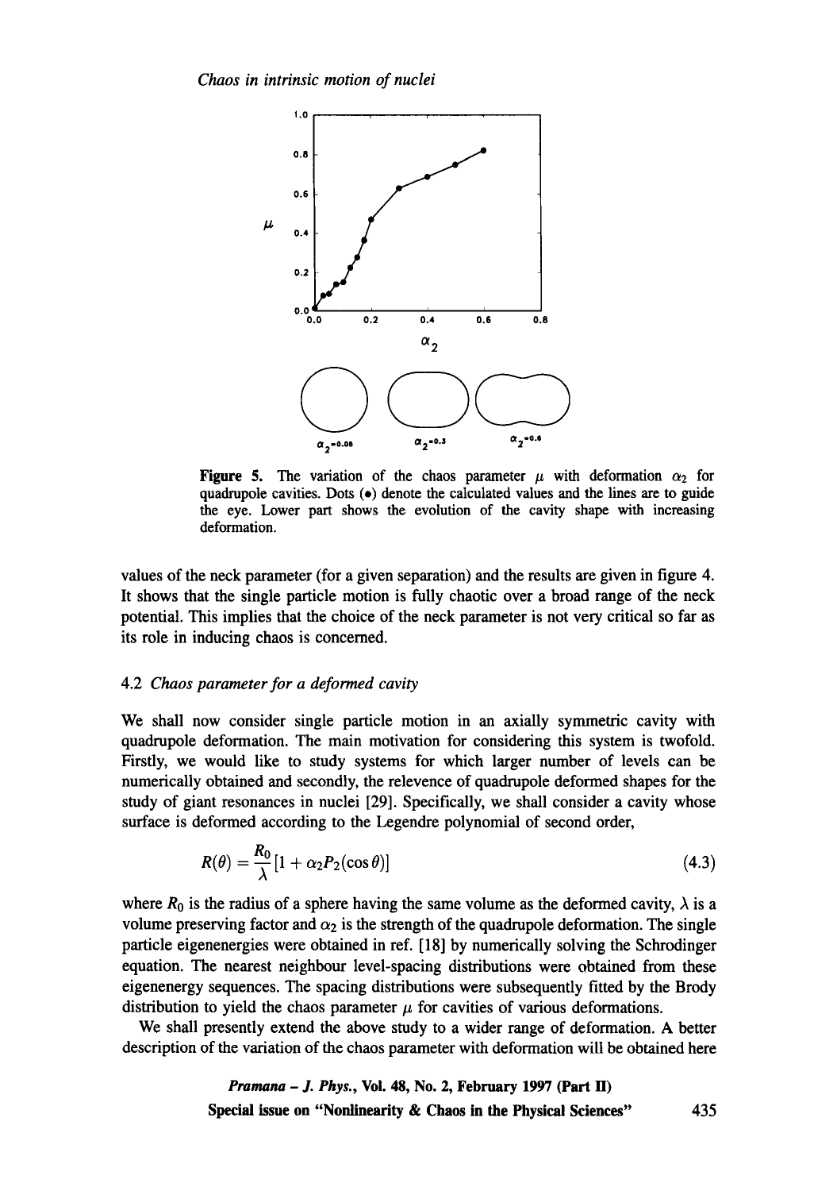Figure 5. The variation of the chaos parameter $\mu$ with deformation $\alpha_2$ for quadrupole cavities. Dots (•) denote the calculated values and the lines are to guide the eye. Lower part shows the evolution of the cavity shape with increasing deformation.

values of the neck parameter (for a given separation) and the results are given in figure 4. It shows that the single particle motion is fully chaotic over a broad range of the neck potential. This implies that the choice of the neck parameter is not very critical so far as its role in inducing chaos is concerned.

### 4.2 *Chaos parameter for a deformed cavity*

We shall now consider single particle motion in an axially symmetric cavity with quadrupole deformation. The main motivation for considering this system is twofold. Firstly, we would like to study systems for which larger number of levels can be numerically obtained and secondly, the relevence of quadrupole deformed shapes for the study of giant resonances in nuclei [29]. Specifically, we shall consider a cavity whose surface is deformed according to the Legendre polynomial of second order,

$$R(\theta) = \frac{R_0}{\lambda}[1 + \alpha_2 P_2(\cos\theta)] \tag{4.3}$$

where $R_0$ is the radius of a sphere having the same volume as the deformed cavity, $\lambda$ is a volume preserving factor and $\alpha_2$ is the strength of the quadrupole deformation. The single particle eigenenergies were obtained in ref. [18] by numerically solving the Schrodinger equation. The nearest neighbour level-spacing distributions were obtained from these eigenenergy sequences. The spacing distributions were subsequently fitted by the Brody distribution to yield the chaos parameter $\mu$ for cavities of various deformations.

We shall presently extend the above study to a wider range of deformation. A better description of the variation of the chaos parameter with deformation will be obtained here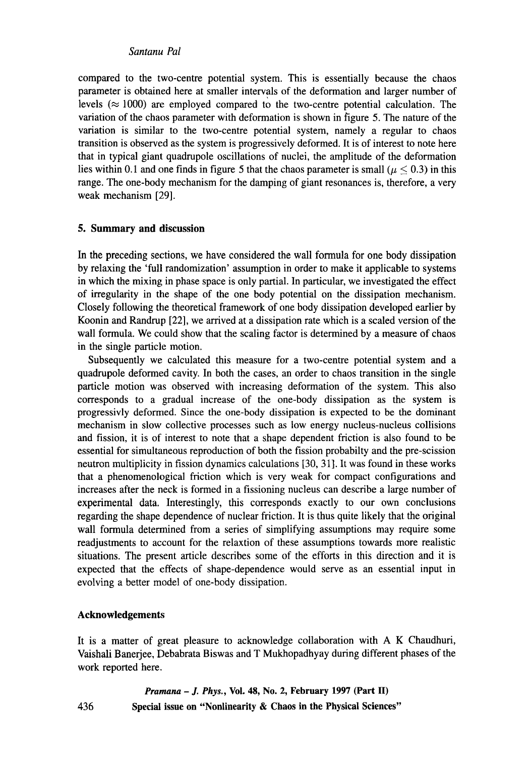compared to the two-centre potential system. This is essentially because the chaos parameter is obtained here at smaller intervals of the deformation and larger number of levels ($\approx 1000$) are employed compared to the two-centre potential calculation. The variation of the chaos parameter with deformation is shown in figure 5. The nature of the variation is similar to the two-centre potential system, namely a regular to chaos transition is observed as the system is progressively deformed. It is of interest to note here that in typical giant quadrupole oscillations of nuclei, the amplitude of the deformation lies within 0.1 and one finds in figure 5 that the chaos parameter is small ($\mu \leq 0.3$) in this range. The one-body mechanism for the damping of giant resonances is, therefore, a very weak mechanism [29].

## 5. Summary and discussion

In the preceding sections, we have considered the wall formula for one body dissipation by relaxing the 'full randomization' assumption in order to make it applicable to systems in which the mixing in phase space is only partial. In particular, we investigated the effect of irregularity in the shape of the one body potential on the dissipation mechanism. Closely following the theoretical framework of one body dissipation developed earlier by Koonin and Randrup [22], we arrived at a dissipation rate which is a scaled version of the wall formula. We could show that the scaling factor is determined by a measure of chaos in the single particle motion.

Subsequently we calculated this measure for a two-centre potential system and a quadrupole deformed cavity. In both the cases, an order to chaos transition in the single particle motion was observed with increasing deformation of the system. This also corresponds to a gradual increase of the one-body dissipation as the system is progressivly deformed. Since the one-body dissipation is expected to be the dominant mechanism in slow collective processes such as low energy nucleus-nucleus collisions and fission, it is of interest to note that a shape dependent friction is also found to be essential for simultaneous reproduction of both the fission probabilty and the pre-scission neutron multiplicity in fission dynamics calculations [30, 31]. It was found in these works that a phenomenological friction which is very weak for compact configurations and increases after the neck is formed in a fissioning nucleus can describe a large number of experimental data. Interestingly, this corresponds exactly to our own conclusions regarding the shape dependence of nuclear friction. It is thus quite likely that the original wall formula determined from a series of simplifying assumptions may require some readjustments to account for the relaxtion of these assumptions towards more realistic situations. The present article describes some of the efforts in this direction and it is expected that the effects of shape-dependence would serve as an essential input in evolving a better model of one-body dissipation.

## Acknowledgements

It is a matter of great pleasure to acknowledge collaboration with A K Chaudhuri, Vaishali Banerjee, Debabrata Biswas and T Mukhopadhyay during different phases of the work reported here.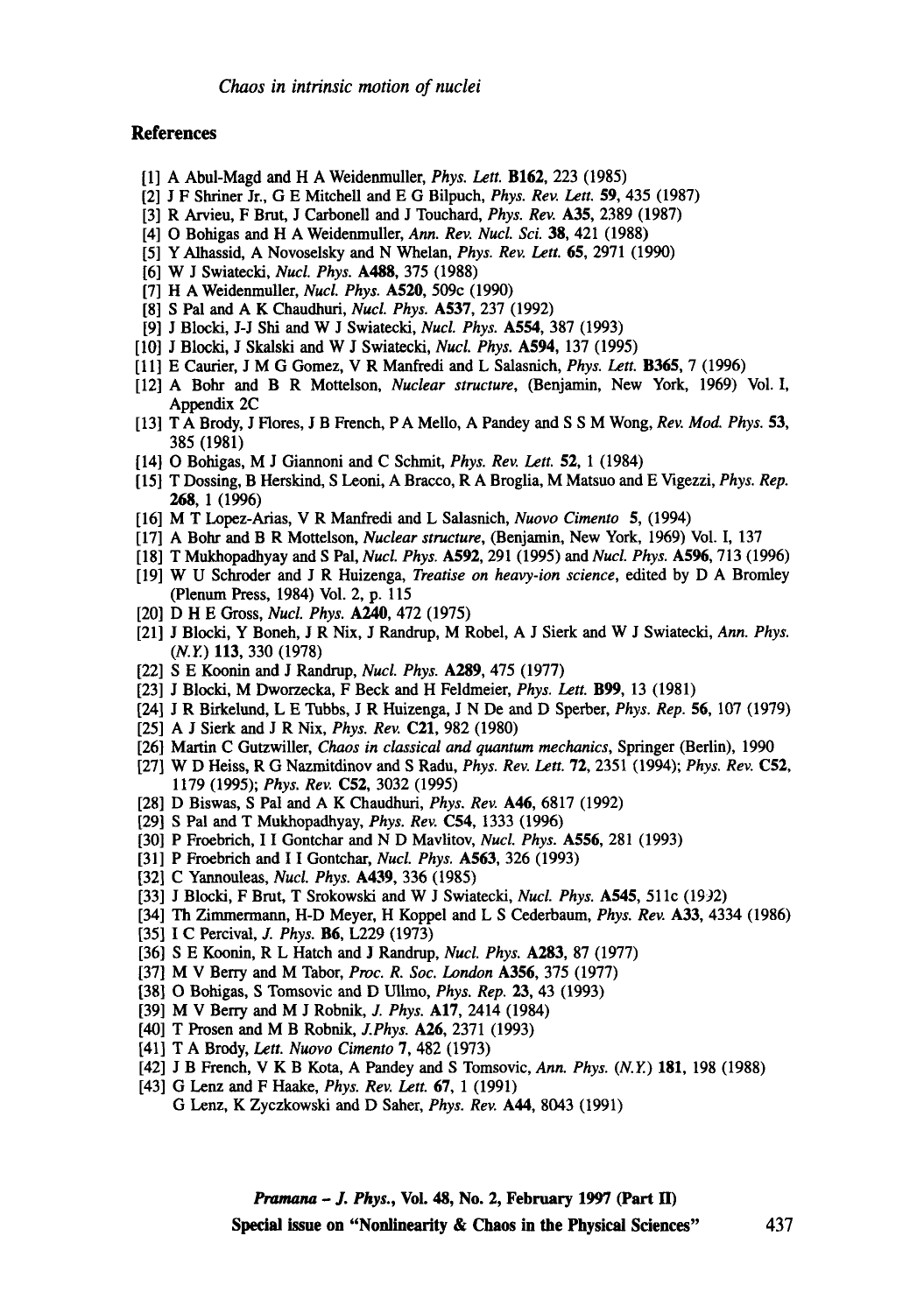## References

[1] A Abul-Magd and H A Weidenmuller, *Phys. Lett.* **B162**, 223 (1985)
[2] J F Shriner Jr., G E Mitchell and E G Bilpuch, *Phys. Rev. Lett.* **59**, 435 (1987)
[3] R Arvieu, F Brut, J Carbonell and J Touchard, *Phys. Rev.* **A35**, 2389 (1987)
[4] O Bohigas and H A Weidenmuller, *Ann. Rev. Nucl. Sci.* **38**, 421 (1988)
[5] Y Alhassid, A Novoselsky and N Whelan, *Phys. Rev. Lett.* **65**, 2971 (1990)
[6] W J Swiatecki, *Nucl. Phys.* **A488**, 375 (1988)
[7] H A Weidenmuller, *Nucl. Phys.* **A520**, 509c (1990)
[8] S Pal and A K Chaudhuri, *Nucl. Phys.* **A537**, 237 (1992)
[9] J Blocki, J-J Shi and W J Swiatecki, *Nucl. Phys.* **A554**, 387 (1993)
[10] J Blocki, J Skalski and W J Swiatecki, *Nucl. Phys.* **A594**, 137 (1995)
[11] E Caurier, J M G Gomez, V R Manfredi and L Salasnich, *Phys. Lett.* **B365**, 7 (1996)
[12] A Bohr and B R Mottelson, *Nuclear structure*, (Benjamin, New York, 1969) Vol. I, Appendix 2C
[13] T A Brody, J Flores, J B French, P A Mello, A Pandey and S S M Wong, *Rev. Mod. Phys.* **53**, 385 (1981)
[14] O Bohigas, M J Giannoni and C Schmit, *Phys. Rev. Lett.* **52**, 1 (1984)
[15] T Dossing, B Herskind, S Leoni, A Bracco, R A Broglia, M Matsuo and E Vigezzi, *Phys. Rep.* **268**, 1 (1996)
[16] M T Lopez-Arias, V R Manfredi and L Salasnich, *Nuovo Cimento* **5**, (1994)
[17] A Bohr and B R Mottelson, *Nuclear structure*, (Benjamin, New York, 1969) Vol. I, 137
[18] T Mukhopadhyay and S Pal, *Nucl. Phys.* **A592**, 291 (1995) and *Nucl. Phys.* **A596**, 713 (1996)
[19] W U Schroder and J R Huizenga, *Treatise on heavy-ion science*, edited by D A Bromley (Plenum Press, 1984) Vol. 2, p. 115
[20] D H E Gross, *Nucl. Phys.* **A240**, 472 (1975)
[21] J Blocki, Y Boneh, J R Nix, J Randrup, M Robel, A J Sierk and W J Swiatecki, *Ann. Phys. (N.Y.)* **113**, 330 (1978)
[22] S E Koonin and J Randrup, *Nucl. Phys.* **A289**, 475 (1977)
[23] J Blocki, M Dworzecka, F Beck and H Feldmeier, *Phys. Lett.* **B99**, 13 (1981)
[24] J R Birkelund, L E Tubbs, J R Huizenga, J N De and D Sperber, *Phys. Rep.* **56**, 107 (1979)
[25] A J Sierk and J R Nix, *Phys. Rev.* **C21**, 982 (1980)
[26] Martin C Gutzwiller, *Chaos in classical and quantum mechanics*, Springer (Berlin), 1990
[27] W D Heiss, R G Nazmitdinov and S Radu, *Phys. Rev. Lett.* **72**, 2351 (1994); *Phys. Rev.* **C52**, 1179 (1995); *Phys. Rev.* **C52**, 3032 (1995)
[28] D Biswas, S Pal and A K Chaudhuri, *Phys. Rev.* **A46**, 6817 (1992)
[29] S Pal and T Mukhopadhyay, *Phys. Rev.* **C54**, 1333 (1996)
[30] P Froebrich, I I Gontchar and N D Mavlitov, *Nucl. Phys.* **A556**, 281 (1993)
[31] P Froebrich and I I Gontchar, *Nucl. Phys.* **A563**, 326 (1993)
[32] C Yannouleas, *Nucl. Phys.* **A439**, 336 (1985)
[33] J Blocki, F Brut, T Srokowski and W J Swiatecki, *Nucl. Phys.* **A545**, 511c (1992)
[34] Th Zimmermann, H-D Meyer, H Koppel and L S Cederbaum, *Phys. Rev.* **A33**, 4334 (1986)
[35] I C Percival, *J. Phys.* **B6**, L229 (1973)
[36] S E Koonin, R L Hatch and J Randrup, *Nucl. Phys.* **A283**, 87 (1977)
[37] M V Berry and M Tabor, *Proc. R. Soc. London* **A356**, 375 (1977)
[38] O Bohigas, S Tomsovic and D Ullmo, *Phys. Rep.* **23**, 43 (1993)
[39] M V Berry and M J Robnik, *J. Phys.* **A17**, 2414 (1984)
[40] T Prosen and M B Robnik, *J.Phys.* **A26**, 2371 (1993)
[41] T A Brody, *Lett. Nuovo Cimento* **7**, 482 (1973)
[42] J B French, V K B Kota, A Pandey and S Tomsovic, *Ann. Phys. (N.Y.)* **181**, 198 (1988)
[43] G Lenz and F Haake, *Phys. Rev. Lett.* **67**, 1 (1991)
G Lenz, K Zyczkowski and D Saher, *Phys. Rev.* **A44**, 8043 (1991)